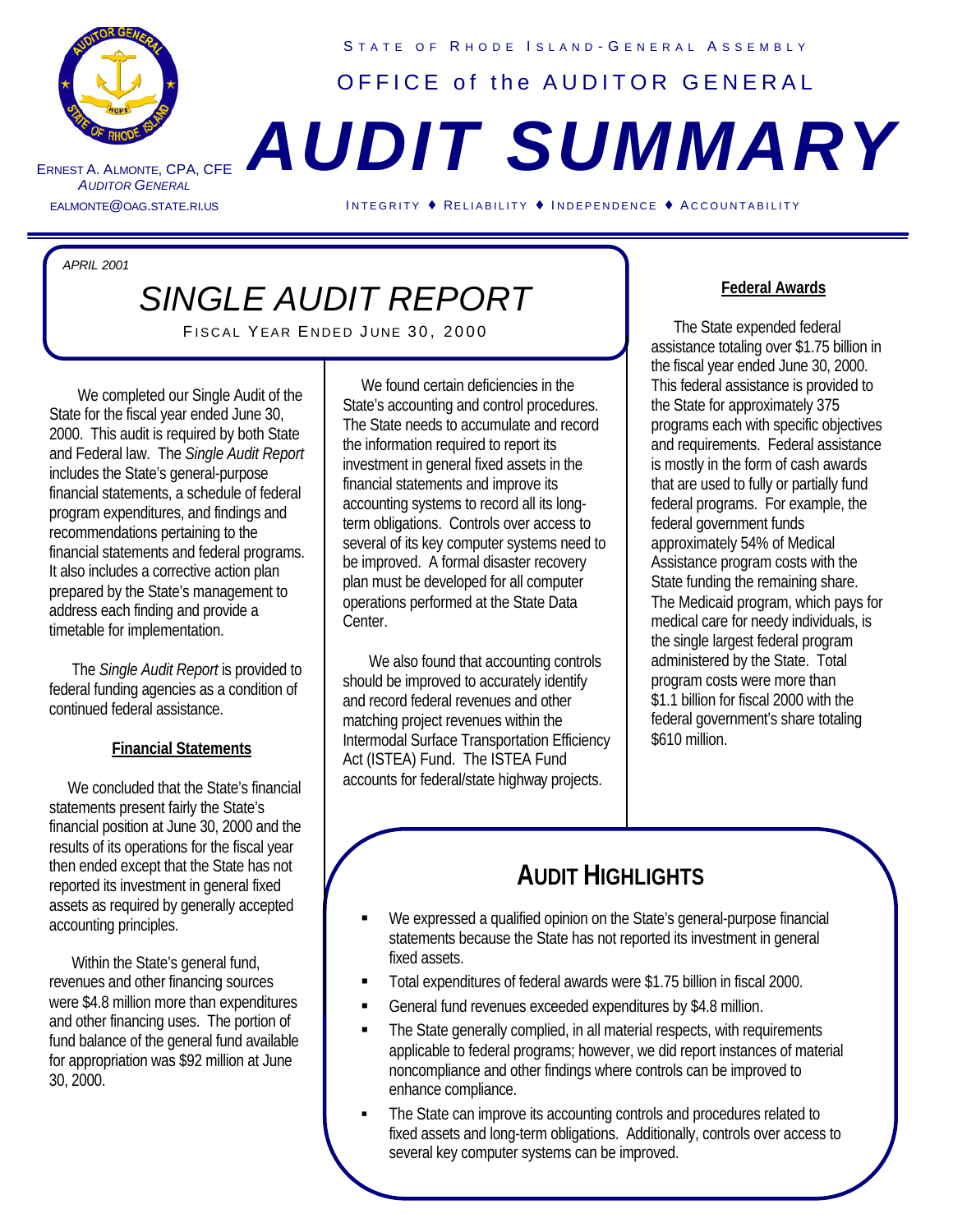STATE OF RHODE ISLAND - GENERAL ASSEMBLY

OFFICE of the AUDITOR GENERAL

# AUDIT SUMMARY

ERNEST A. ALMONTE, CPA, CFE
*AUDITOR GENERAL*
EALMONTE@OAG.STATE.RI.US

INTEGRITY ♦ RELIABILITY ♦ INDEPENDENCE ♦ ACCOUNTABILITY

*APRIL 2001*

## SINGLE AUDIT REPORT

FISCAL YEAR ENDED JUNE 30, 2000

We completed our Single Audit of the State for the fiscal year ended June 30, 2000. This audit is required by both State and Federal law. The *Single Audit Report* includes the State's general-purpose financial statements, a schedule of federal program expenditures, and findings and recommendations pertaining to the financial statements and federal programs. It also includes a corrective action plan prepared by the State's management to address each finding and provide a timetable for implementation.

The *Single Audit Report* is provided to federal funding agencies as a condition of continued federal assistance.

### Financial Statements

We concluded that the State's financial statements present fairly the State's financial position at June 30, 2000 and the results of its operations for the fiscal year then ended except that the State has not reported its investment in general fixed assets as required by generally accepted accounting principles.

Within the State's general fund, revenues and other financing sources were $4.8 million more than expenditures and other financing uses. The portion of fund balance of the general fund available for appropriation was $92 million at June 30, 2000.

We found certain deficiencies in the State's accounting and control procedures. The State needs to accumulate and record the information required to report its investment in general fixed assets in the financial statements and improve its accounting systems to record all its long-term obligations. Controls over access to several of its key computer systems need to be improved. A formal disaster recovery plan must be developed for all computer operations performed at the State Data Center.

We also found that accounting controls should be improved to accurately identify and record federal revenues and other matching project revenues within the Intermodal Surface Transportation Efficiency Act (ISTEA) Fund. The ISTEA Fund accounts for federal/state highway projects.

### Federal Awards

The State expended federal assistance totaling over $1.75 billion in the fiscal year ended June 30, 2000. This federal assistance is provided to the State for approximately 375 programs each with specific objectives and requirements. Federal assistance is mostly in the form of cash awards that are used to fully or partially fund federal programs. For example, the federal government funds approximately 54% of Medical Assistance program costs with the State funding the remaining share. The Medicaid program, which pays for medical care for needy individuals, is the single largest federal program administered by the State. Total program costs were more than $1.1 billion for fiscal 2000 with the federal government's share totaling $610 million.

### AUDIT HIGHLIGHTS

- We expressed a qualified opinion on the State's general-purpose financial statements because the State has not reported its investment in general fixed assets.
- Total expenditures of federal awards were $1.75 billion in fiscal 2000.
- General fund revenues exceeded expenditures by $4.8 million.
- The State generally complied, in all material respects, with requirements applicable to federal programs; however, we did report instances of material noncompliance and other findings where controls can be improved to enhance compliance.
- The State can improve its accounting controls and procedures related to fixed assets and long-term obligations. Additionally, controls over access to several key computer systems can be improved.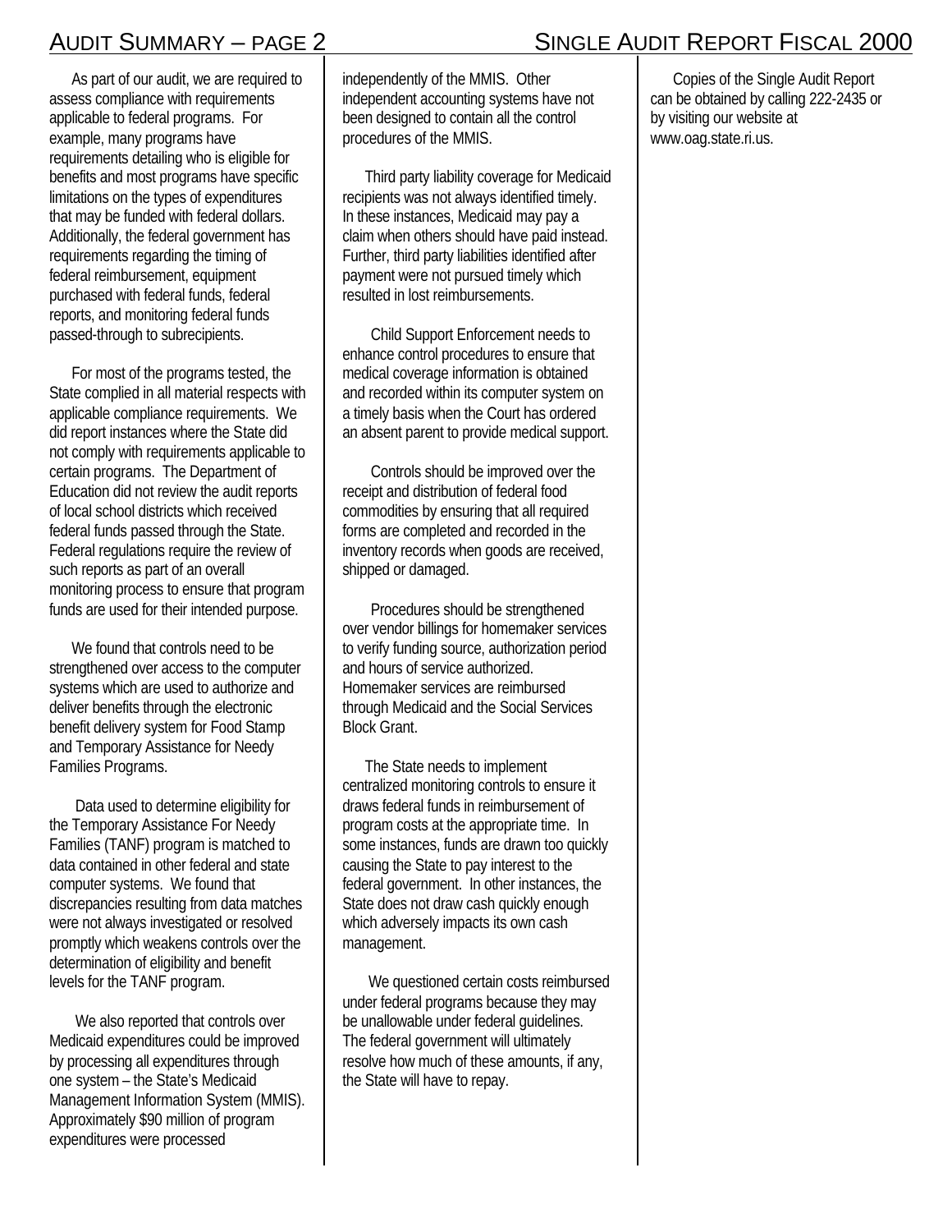As part of our audit, we are required to assess compliance with requirements applicable to federal programs. For example, many programs have requirements detailing who is eligible for benefits and most programs have specific limitations on the types of expenditures that may be funded with federal dollars. Additionally, the federal government has requirements regarding the timing of federal reimbursement, equipment purchased with federal funds, federal reports, and monitoring federal funds passed-through to subrecipients.

For most of the programs tested, the State complied in all material respects with applicable compliance requirements. We did report instances where the State did not comply with requirements applicable to certain programs. The Department of Education did not review the audit reports of local school districts which received federal funds passed through the State. Federal regulations require the review of such reports as part of an overall monitoring process to ensure that program funds are used for their intended purpose.

We found that controls need to be strengthened over access to the computer systems which are used to authorize and deliver benefits through the electronic benefit delivery system for Food Stamp and Temporary Assistance for Needy Families Programs.

Data used to determine eligibility for the Temporary Assistance For Needy Families (TANF) program is matched to data contained in other federal and state computer systems. We found that discrepancies resulting from data matches were not always investigated or resolved promptly which weakens controls over the determination of eligibility and benefit levels for the TANF program.

We also reported that controls over Medicaid expenditures could be improved by processing all expenditures through one system – the State's Medicaid Management Information System (MMIS). Approximately $90 million of program expenditures were processed independently of the MMIS. Other independent accounting systems have not been designed to contain all the control procedures of the MMIS.

Third party liability coverage for Medicaid recipients was not always identified timely. In these instances, Medicaid may pay a claim when others should have paid instead. Further, third party liabilities identified after payment were not pursued timely which resulted in lost reimbursements.

Child Support Enforcement needs to enhance control procedures to ensure that medical coverage information is obtained and recorded within its computer system on a timely basis when the Court has ordered an absent parent to provide medical support.

Controls should be improved over the receipt and distribution of federal food commodities by ensuring that all required forms are completed and recorded in the inventory records when goods are received, shipped or damaged.

Procedures should be strengthened over vendor billings for homemaker services to verify funding source, authorization period and hours of service authorized. Homemaker services are reimbursed through Medicaid and the Social Services Block Grant.

The State needs to implement centralized monitoring controls to ensure it draws federal funds in reimbursement of program costs at the appropriate time. In some instances, funds are drawn too quickly causing the State to pay interest to the federal government. In other instances, the State does not draw cash quickly enough which adversely impacts its own cash management.

We questioned certain costs reimbursed under federal programs because they may be unallowable under federal guidelines. The federal government will ultimately resolve how much of these amounts, if any, the State will have to repay.

Copies of the Single Audit Report can be obtained by calling 222-2435 or by visiting our website at www.oag.state.ri.us.